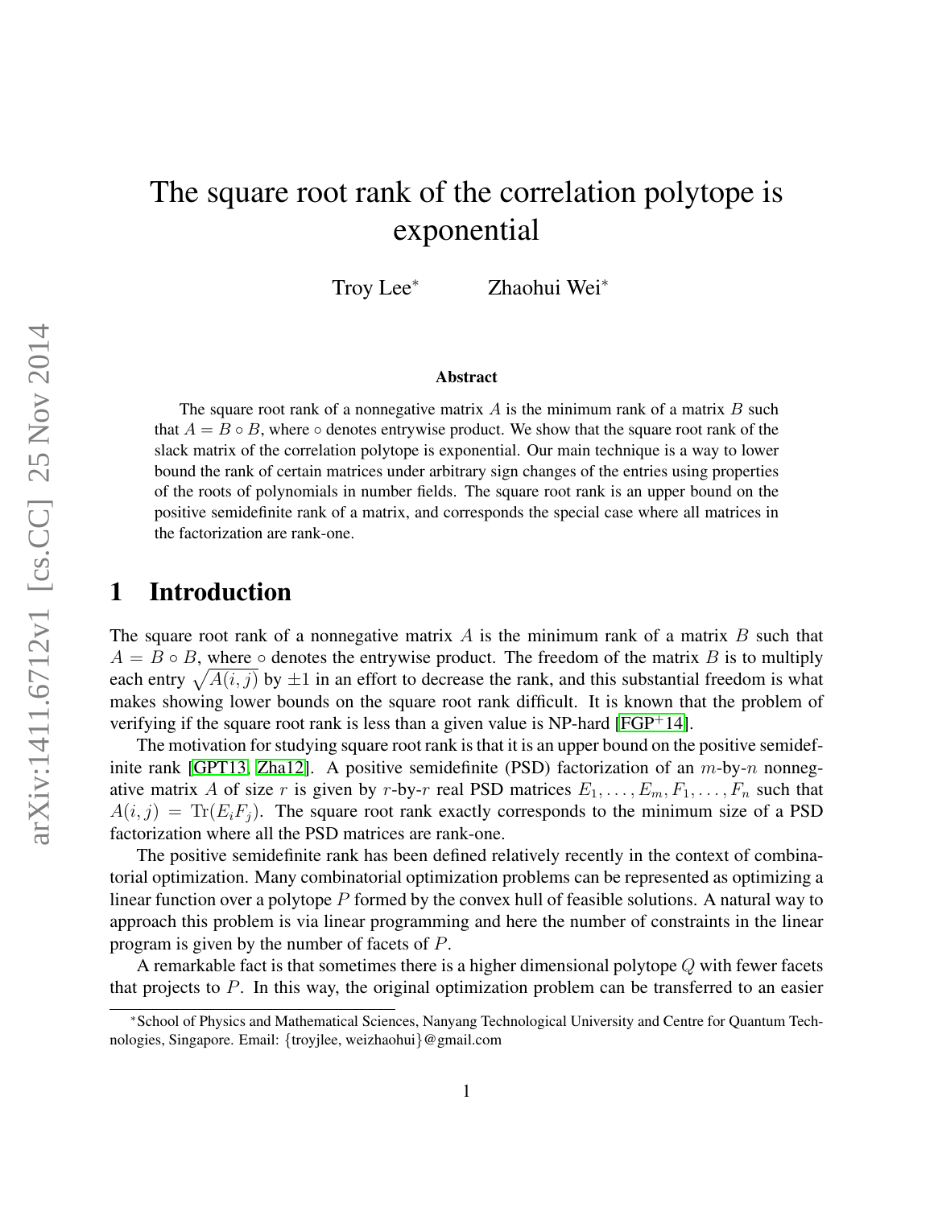# The square root rank of the correlation polytope is exponential

Troy Lee[*] Zhaohui Wei[*]

### Abstract

The square root rank of a nonnegative matrix $A$ is the minimum rank of a matrix $B$ such that $A = B \circ B$, where $\circ$ denotes entrywise product. We show that the square root rank of the slack matrix of the correlation polytope is exponential. Our main technique is a way to lower bound the rank of certain matrices under arbitrary sign changes of the entries using properties of the roots of polynomials in number fields. The square root rank is an upper bound on the positive semidefinite rank of a matrix, and corresponds the special case where all matrices in the factorization are rank-one.

## 1 Introduction

The square root rank of a nonnegative matrix $A$ is the minimum rank of a matrix $B$ such that $A = B \circ B$, where $\circ$ denotes the entrywise product. The freedom of the matrix $B$ is to multiply each entry $\sqrt{A(i,j)}$ by $\pm 1$ in an effort to decrease the rank, and this substantial freedom is what makes showing lower bounds on the square root rank difficult. It is known that the problem of verifying if the square root rank is less than a given value is NP-hard [FGP+14].

The motivation for studying square root rank is that it is an upper bound on the positive semidefinite rank [GPT13, Zha12]. A positive semidefinite (PSD) factorization of an $m$-by-$n$ nonnegative matrix $A$ of size $r$ is given by $r$-by-$r$ real PSD matrices $E_1, \ldots, E_m, F_1, \ldots, F_n$ such that $A(i,j) = \mathrm{Tr}(E_i F_j)$. The square root rank exactly corresponds to the minimum size of a PSD factorization where all the PSD matrices are rank-one.

The positive semidefinite rank has been defined relatively recently in the context of combinatorial optimization. Many combinatorial optimization problems can be represented as optimizing a linear function over a polytope $P$ formed by the convex hull of feasible solutions. A natural way to approach this problem is via linear programming and here the number of constraints in the linear program is given by the number of facets of $P$.

A remarkable fact is that sometimes there is a higher dimensional polytope $Q$ with fewer facets that projects to $P$. In this way, the original optimization problem can be transferred to an easier

---

[*] School of Physics and Mathematical Sciences, Nanyang Technological University and Centre for Quantum Technologies, Singapore. Email: {troyjlee, weizhaohui}@gmail.com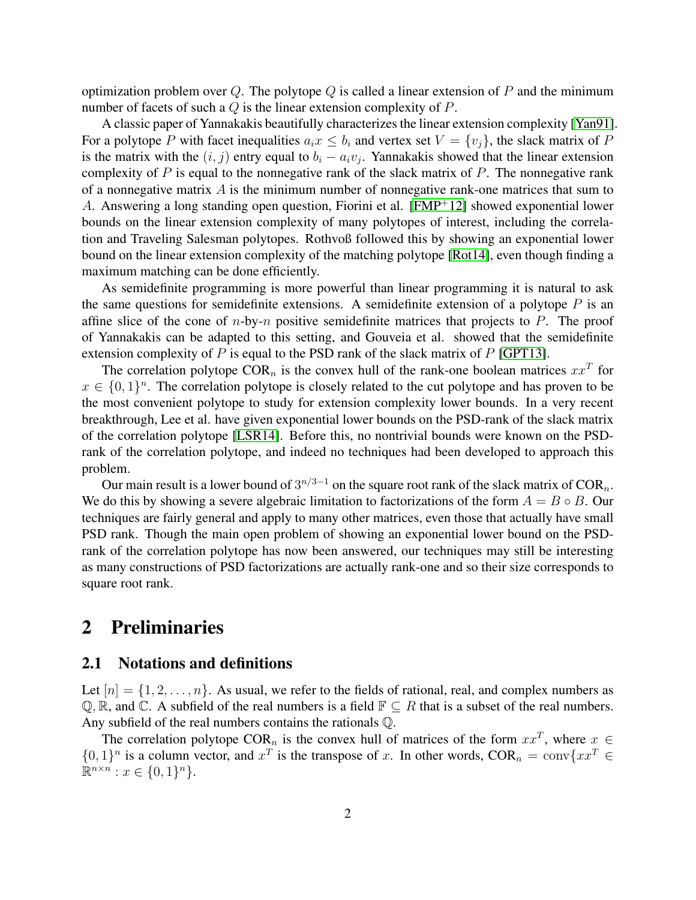optimization problem over $Q$. The polytope $Q$ is called a linear extension of $P$ and the minimum number of facets of such a $Q$ is the linear extension complexity of $P$.

A classic paper of Yannakakis beautifully characterizes the linear extension complexity [Yan91]. For a polytope $P$ with facet inequalities $a_i x \leq b_i$ and vertex set $V = \{v_j\}$, the slack matrix of $P$ is the matrix with the $(i, j)$ entry equal to $b_i - a_i v_j$. Yannakakis showed that the linear extension complexity of $P$ is equal to the nonnegative rank of the slack matrix of $P$. The nonnegative rank of a nonnegative matrix $A$ is the minimum number of nonnegative rank-one matrices that sum to $A$. Answering a long standing open question, Fiorini et al. [FMP+12] showed exponential lower bounds on the linear extension complexity of many polytopes of interest, including the correlation and Traveling Salesman polytopes. Rothvoß followed this by showing an exponential lower bound on the linear extension complexity of the matching polytope [Rot14], even though finding a maximum matching can be done efficiently.

As semidefinite programming is more powerful than linear programming it is natural to ask the same questions for semidefinite extensions. A semidefinite extension of a polytope $P$ is an affine slice of the cone of $n$-by-$n$ positive semidefinite matrices that projects to $P$. The proof of Yannakakis can be adapted to this setting, and Gouveia et al. showed that the semidefinite extension complexity of $P$ is equal to the PSD rank of the slack matrix of $P$ [GPT13].

The correlation polytope $\text{COR}_n$ is the convex hull of the rank-one boolean matrices $xx^T$ for $x \in \{0, 1\}^n$. The correlation polytope is closely related to the cut polytope and has proven to be the most convenient polytope to study for extension complexity lower bounds. In a very recent breakthrough, Lee et al. have given exponential lower bounds on the PSD-rank of the slack matrix of the correlation polytope [LSR14]. Before this, no nontrivial bounds were known on the PSD-rank of the correlation polytope, and indeed no techniques had been developed to approach this problem.

Our main result is a lower bound of $3^{n/3-1}$ on the square root rank of the slack matrix of $\text{COR}_n$. We do this by showing a severe algebraic limitation to factorizations of the form $A = B \circ B$. Our techniques are fairly general and apply to many other matrices, even those that actually have small PSD rank. Though the main open problem of showing an exponential lower bound on the PSD-rank of the correlation polytope has now been answered, our techniques may still be interesting as many constructions of PSD factorizations are actually rank-one and so their size corresponds to square root rank.

# 2 Preliminaries

## 2.1 Notations and definitions

Let $[n] = \{1, 2, \ldots, n\}$. As usual, we refer to the fields of rational, real, and complex numbers as $\mathbb{Q}, \mathbb{R}$, and $\mathbb{C}$. A subfield of the real numbers is a field $\mathbb{F} \subseteq R$ that is a subset of the real numbers. Any subfield of the real numbers contains the rationals $\mathbb{Q}$.

The correlation polytope $\text{COR}_n$ is the convex hull of matrices of the form $xx^T$, where $x \in \{0, 1\}^n$ is a column vector, and $x^T$ is the transpose of $x$. In other words, $\text{COR}_n = \text{conv}\{xx^T \in \mathbb{R}^{n \times n} : x \in \{0, 1\}^n\}$.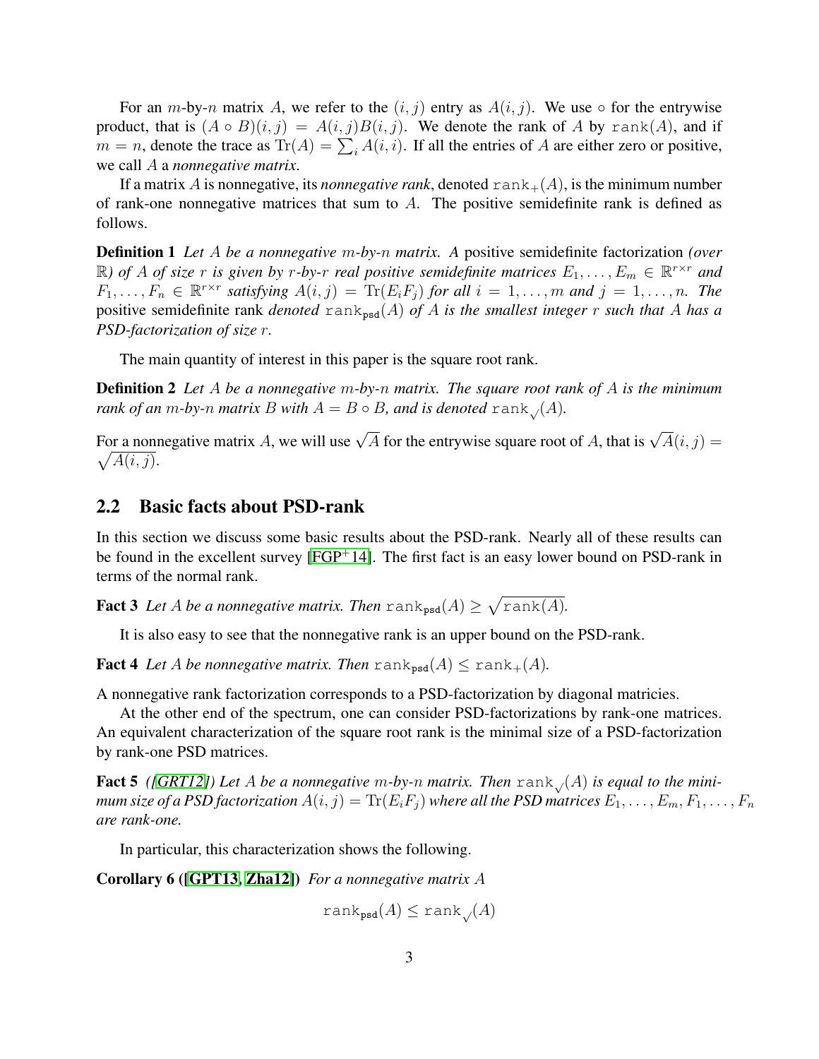For an $m$-by-$n$ matrix $A$, we refer to the $(i, j)$ entry as $A(i, j)$. We use $\circ$ for the entrywise product, that is $(A \circ B)(i, j) = A(i, j)B(i, j)$. We denote the rank of $A$ by $\mathtt{rank}(A)$, and if $m = n$, denote the trace as $\mathrm{Tr}(A) = \sum_i A(i, i)$. If all the entries of $A$ are either zero or positive, we call $A$ a *nonnegative matrix*.

If a matrix $A$ is nonnegative, its *nonnegative rank*, denoted $\mathtt{rank}_+(A)$, is the minimum number of rank-one nonnegative matrices that sum to $A$. The positive semidefinite rank is defined as follows.

**Definition 1** *Let $A$ be a nonnegative $m$-by-$n$ matrix. A* positive semidefinite factorization *(over $\mathbb{R}$) of $A$ of size $r$ is given by $r$-by-$r$ real positive semidefinite matrices $E_1, \ldots, E_m \in \mathbb{R}^{r\times r}$ and $F_1, \ldots, F_n \in \mathbb{R}^{r\times r}$ satisfying $A(i, j) = \mathrm{Tr}(E_i F_j)$ for all $i = 1, \ldots, m$ and $j = 1, \ldots, n$. The* positive semidefinite rank *denoted $\mathtt{rank}_{\mathtt{psd}}(A)$ of $A$ is the smallest integer $r$ such that $A$ has a PSD-factorization of size $r$.*

The main quantity of interest in this paper is the square root rank.

**Definition 2** *Let $A$ be a nonnegative $m$-by-$n$ matrix. The square root rank of $A$ is the minimum rank of an $m$-by-$n$ matrix $B$ with $A = B \circ B$, and is denoted $\mathtt{rank}_{\sqrt{}}(A)$.*

For a nonnegative matrix $A$, we will use $\sqrt{A}$ for the entrywise square root of $A$, that is $\sqrt{A}(i, j) = \sqrt{A(i, j)}$.

## 2.2 Basic facts about PSD-rank

In this section we discuss some basic results about the PSD-rank. Nearly all of these results can be found in the excellent survey [FGP+14]. The first fact is an easy lower bound on PSD-rank in terms of the normal rank.

**Fact 3** *Let $A$ be a nonnegative matrix. Then $\mathtt{rank}_{\mathtt{psd}}(A) \geq \sqrt{\mathtt{rank}(A)}$.*

It is also easy to see that the nonnegative rank is an upper bound on the PSD-rank.

**Fact 4** *Let $A$ be nonnegative matrix. Then $\mathtt{rank}_{\mathtt{psd}}(A) \leq \mathtt{rank}_+(A)$.*

A nonnegative rank factorization corresponds to a PSD-factorization by diagonal matricies.

At the other end of the spectrum, one can consider PSD-factorizations by rank-one matrices. An equivalent characterization of the square root rank is the minimal size of a PSD-factorization by rank-one PSD matrices.

**Fact 5** *([GRT12]) Let $A$ be a nonnegative $m$-by-$n$ matrix. Then $\mathtt{rank}_{\sqrt{}}(A)$ is equal to the minimum size of a PSD factorization $A(i, j) = \mathrm{Tr}(E_i F_j)$ where all the PSD matrices $E_1, \ldots, E_m, F_1, \ldots, F_n$ are rank-one.*

In particular, this characterization shows the following.

**Corollary 6 ([GPT13, Zha12])** *For a nonnegative matrix $A$*

$$\mathtt{rank}_{\mathtt{psd}}(A) \leq \mathtt{rank}_{\sqrt{}}(A)$$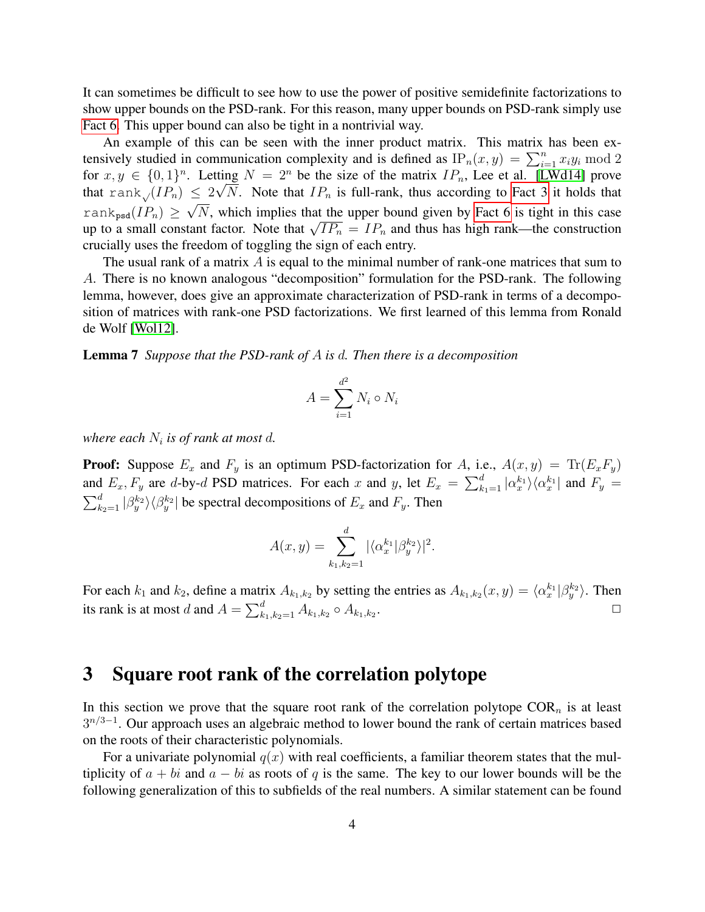It can sometimes be difficult to see how to use the power of positive semidefinite factorizations to show upper bounds on the PSD-rank. For this reason, many upper bounds on PSD-rank simply use Fact 6. This upper bound can also be tight in a nontrivial way.

An example of this can be seen with the inner product matrix. This matrix has been extensively studied in communication complexity and is defined as $\mathrm{IP}_n(x, y) = \sum_{i=1}^n x_i y_i \bmod 2$ for $x, y \in \{0, 1\}^n$. Letting $N = 2^n$ be the size of the matrix $IP_n$, Lee et al. [LWd14] prove that $\mathtt{rank}_{\sqrt{}}(IP_n) \leq 2\sqrt{N}$. Note that $IP_n$ is full-rank, thus according to Fact 3 it holds that $\mathtt{rank}_{\mathtt{psd}}(IP_n) \geq \sqrt{N}$, which implies that the upper bound given by Fact 6 is tight in this case up to a small constant factor. Note that $\sqrt{IP_n} = IP_n$ and thus has high rank—the construction crucially uses the freedom of toggling the sign of each entry.

The usual rank of a matrix $A$ is equal to the minimal number of rank-one matrices that sum to $A$. There is no known analogous "decomposition" formulation for the PSD-rank. The following lemma, however, does give an approximate characterization of PSD-rank in terms of a decomposition of matrices with rank-one PSD factorizations. We first learned of this lemma from Ronald de Wolf [Wol12].

**Lemma 7** *Suppose that the PSD-rank of $A$ is $d$. Then there is a decomposition*

$$A = \sum_{i=1}^{d^2} N_i \circ N_i$$

*where each $N_i$ is of rank at most $d$.*

**Proof:** Suppose $E_x$ and $F_y$ is an optimum PSD-factorization for $A$, i.e., $A(x, y) = \mathrm{Tr}(E_x F_y)$ and $E_x, F_y$ are $d$-by-$d$ PSD matrices. For each $x$ and $y$, let $E_x = \sum_{k_1=1}^d |\alpha_x^{k_1}\rangle\langle\alpha_x^{k_1}|$ and $F_y = \sum_{k_2=1}^d |\beta_y^{k_2}\rangle\langle\beta_y^{k_2}|$ be spectral decompositions of $E_x$ and $F_y$. Then

$$A(x, y) = \sum_{k_1, k_2=1}^d |\langle\alpha_x^{k_1}|\beta_y^{k_2}\rangle|^2.$$

For each $k_1$ and $k_2$, define a matrix $A_{k_1,k_2}$ by setting the entries as $A_{k_1,k_2}(x, y) = \langle\alpha_x^{k_1}|\beta_y^{k_2}\rangle$. Then its rank is at most $d$ and $A = \sum_{k_1,k_2=1}^d A_{k_1,k_2} \circ A_{k_1,k_2}$. □

# 3 Square root rank of the correlation polytope

In this section we prove that the square root rank of the correlation polytope $\mathrm{COR}_n$ is at least $3^{n/3-1}$. Our approach uses an algebraic method to lower bound the rank of certain matrices based on the roots of their characteristic polynomials.

For a univariate polynomial $q(x)$ with real coefficients, a familiar theorem states that the multiplicity of $a + bi$ and $a - bi$ as roots of $q$ is the same. The key to our lower bounds will be the following generalization of this to subfields of the real numbers. A similar statement can be found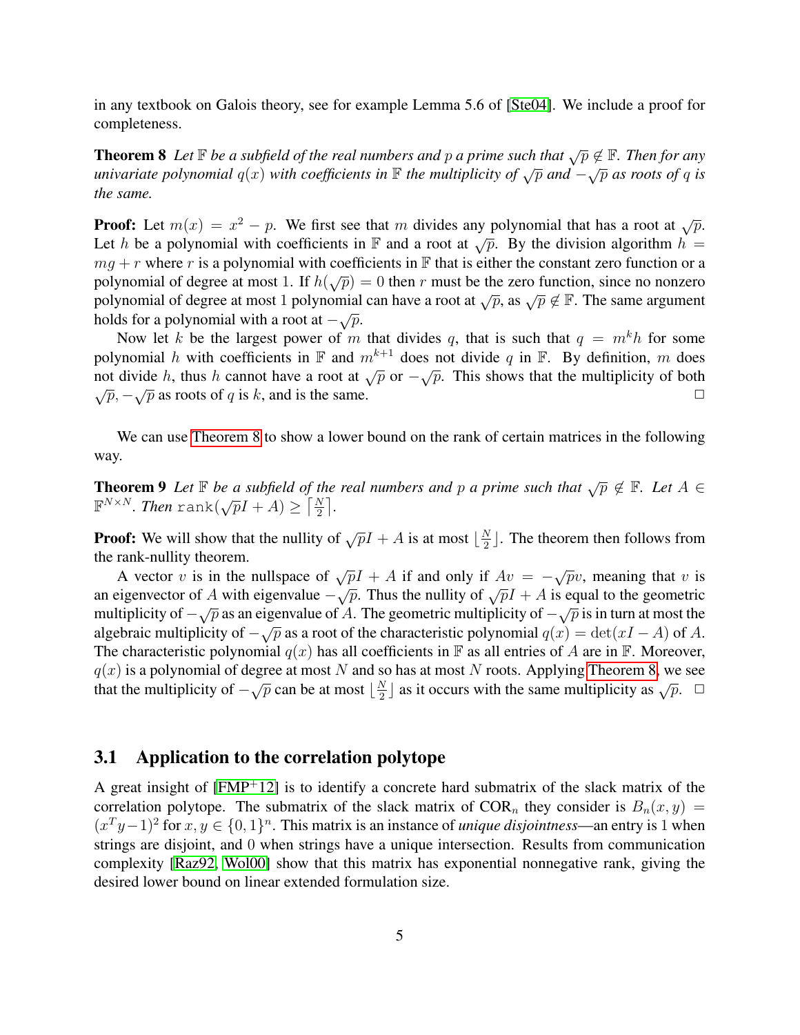in any textbook on Galois theory, see for example Lemma 5.6 of [Ste04]. We include a proof for completeness.

**Theorem 8** *Let $\mathbb{F}$ be a subfield of the real numbers and $p$ a prime such that $\sqrt{p} \notin \mathbb{F}$. Then for any univariate polynomial $q(x)$ with coefficients in $\mathbb{F}$ the multiplicity of $\sqrt{p}$ and $-\sqrt{p}$ as roots of $q$ is the same.*

**Proof:** Let $m(x) = x^2 - p$. We first see that $m$ divides any polynomial that has a root at $\sqrt{p}$. Let $h$ be a polynomial with coefficients in $\mathbb{F}$ and a root at $\sqrt{p}$. By the division algorithm $h = mg + r$ where $r$ is a polynomial with coefficients in $\mathbb{F}$ that is either the constant zero function or a polynomial of degree at most 1. If $h(\sqrt{p}) = 0$ then $r$ must be the zero function, since no nonzero polynomial of degree at most 1 polynomial can have a root at $\sqrt{p}$, as $\sqrt{p} \notin \mathbb{F}$. The same argument holds for a polynomial with a root at $-\sqrt{p}$.

Now let $k$ be the largest power of $m$ that divides $q$, that is such that $q = m^k h$ for some polynomial $h$ with coefficients in $\mathbb{F}$ and $m^{k+1}$ does not divide $q$ in $\mathbb{F}$. By definition, $m$ does not divide $h$, thus $h$ cannot have a root at $\sqrt{p}$ or $-\sqrt{p}$. This shows that the multiplicity of both $\sqrt{p}, -\sqrt{p}$ as roots of $q$ is $k$, and is the same. $\square$

We can use Theorem 8 to show a lower bound on the rank of certain matrices in the following way.

**Theorem 9** *Let $\mathbb{F}$ be a subfield of the real numbers and $p$ a prime such that $\sqrt{p} \notin \mathbb{F}$. Let $A \in \mathbb{F}^{N \times N}$. Then $\mathrm{rank}(\sqrt{p}I + A) \geq \lceil \frac{N}{2} \rceil$.*

**Proof:** We will show that the nullity of $\sqrt{p}I + A$ is at most $\lfloor \frac{N}{2} \rfloor$. The theorem then follows from the rank-nullity theorem.

A vector $v$ is in the nullspace of $\sqrt{p}I + A$ if and only if $Av = -\sqrt{p}v$, meaning that $v$ is an eigenvector of $A$ with eigenvalue $-\sqrt{p}$. Thus the nullity of $\sqrt{p}I + A$ is equal to the geometric multiplicity of $-\sqrt{p}$ as an eigenvalue of $A$. The geometric multiplicity of $-\sqrt{p}$ is in turn at most the algebraic multiplicity of $-\sqrt{p}$ as a root of the characteristic polynomial $q(x) = \det(xI - A)$ of $A$. The characteristic polynomial $q(x)$ has all coefficients in $\mathbb{F}$ as all entries of $A$ are in $\mathbb{F}$. Moreover, $q(x)$ is a polynomial of degree at most $N$ and so has at most $N$ roots. Applying Theorem 8, we see that the multiplicity of $-\sqrt{p}$ can be at most $\lfloor \frac{N}{2} \rfloor$ as it occurs with the same multiplicity as $\sqrt{p}$. $\square$

## 3.1 Application to the correlation polytope

A great insight of [FMP+12] is to identify a concrete hard submatrix of the slack matrix of the correlation polytope. The submatrix of the slack matrix of $\mathrm{COR}_n$ they consider is $B_n(x, y) = (x^T y - 1)^2$ for $x, y \in \{0, 1\}^n$. This matrix is an instance of *unique disjointness*—an entry is 1 when strings are disjoint, and 0 when strings have a unique intersection. Results from communication complexity [Raz92, Wol00] show that this matrix has exponential nonnegative rank, giving the desired lower bound on linear extended formulation size.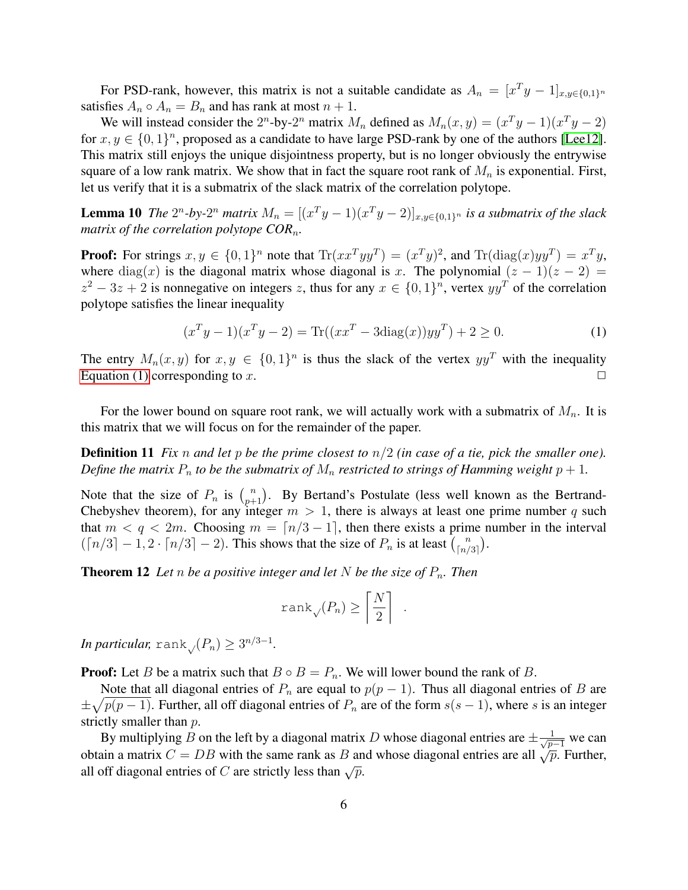For PSD-rank, however, this matrix is not a suitable candidate as $A_n = [x^T y - 1]_{x,y \in \{0,1\}^n}$ satisfies $A_n \circ A_n = B_n$ and has rank at most $n+1$.

We will instead consider the $2^n$-by-$2^n$ matrix $M_n$ defined as $M_n(x,y) = (x^T y - 1)(x^T y - 2)$ for $x, y \in \{0,1\}^n$, proposed as a candidate to have large PSD-rank by one of the authors [Lee12]. This matrix still enjoys the unique disjointness property, but is no longer obviously the entrywise square of a low rank matrix. We show that in fact the square root rank of $M_n$ is exponential. First, let us verify that it is a submatrix of the slack matrix of the correlation polytope.

**Lemma 10** *The $2^n$-by-$2^n$ matrix $M_n = [(x^T y - 1)(x^T y - 2)]_{x,y \in \{0,1\}^n}$ is a submatrix of the slack matrix of the correlation polytope COR$_n$.*

**Proof:** For strings $x, y \in \{0,1\}^n$ note that $\mathrm{Tr}(xx^T yy^T) = (x^T y)^2$, and $\mathrm{Tr}(\mathrm{diag}(x) yy^T) = x^T y$, where $\mathrm{diag}(x)$ is the diagonal matrix whose diagonal is $x$. The polynomial $(z-1)(z-2) = z^2 - 3z + 2$ is nonnegative on integers $z$, thus for any $x \in \{0,1\}^n$, vertex $yy^T$ of the correlation polytope satisfies the linear inequality

$$(x^T y - 1)(x^T y - 2) = \mathrm{Tr}((xx^T - 3\mathrm{diag}(x)) yy^T) + 2 \geq 0. \tag{1}$$

The entry $M_n(x,y)$ for $x, y \in \{0,1\}^n$ is thus the slack of the vertex $yy^T$ with the inequality Equation (1) corresponding to $x$. □

For the lower bound on square root rank, we will actually work with a submatrix of $M_n$. It is this matrix that we will focus on for the remainder of the paper.

**Definition 11** *Fix $n$ and let $p$ be the prime closest to $n/2$ (in case of a tie, pick the smaller one). Define the matrix $P_n$ to be the submatrix of $M_n$ restricted to strings of Hamming weight $p+1$.*

Note that the size of $P_n$ is $\binom{n}{p+1}$. By Bertand's Postulate (less well known as the Bertrand-Chebyshev theorem), for any integer $m > 1$, there is always at least one prime number $q$ such that $m < q < 2m$. Choosing $m = \lceil n/3 - 1 \rceil$, then there exists a prime number in the interval $(\lceil n/3 \rceil - 1, 2 \cdot \lceil n/3 \rceil - 2)$. This shows that the size of $P_n$ is at least $\binom{n}{\lceil n/3 \rceil}$.

**Theorem 12** *Let $n$ be a positive integer and let $N$ be the size of $P_n$. Then*

$$\mathtt{rank}_{\surd}(P_n) \geq \left\lceil \frac{N}{2} \right\rceil \quad .$$

*In particular,* $\mathtt{rank}_{\surd}(P_n) \geq 3^{n/3-1}$.

**Proof:** Let $B$ be a matrix such that $B \circ B = P_n$. We will lower bound the rank of $B$.

Note that all diagonal entries of $P_n$ are equal to $p(p-1)$. Thus all diagonal entries of $B$ are $\pm\sqrt{p(p-1)}$. Further, all off diagonal entries of $P_n$ are of the form $s(s-1)$, where $s$ is an integer strictly smaller than $p$.

By multiplying $B$ on the left by a diagonal matrix $D$ whose diagonal entries are $\pm\frac{1}{\sqrt{p-1}}$ we can obtain a matrix $C = DB$ with the same rank as $B$ and whose diagonal entries are all $\sqrt{p}$. Further, all off diagonal entries of $C$ are strictly less than $\sqrt{p}$.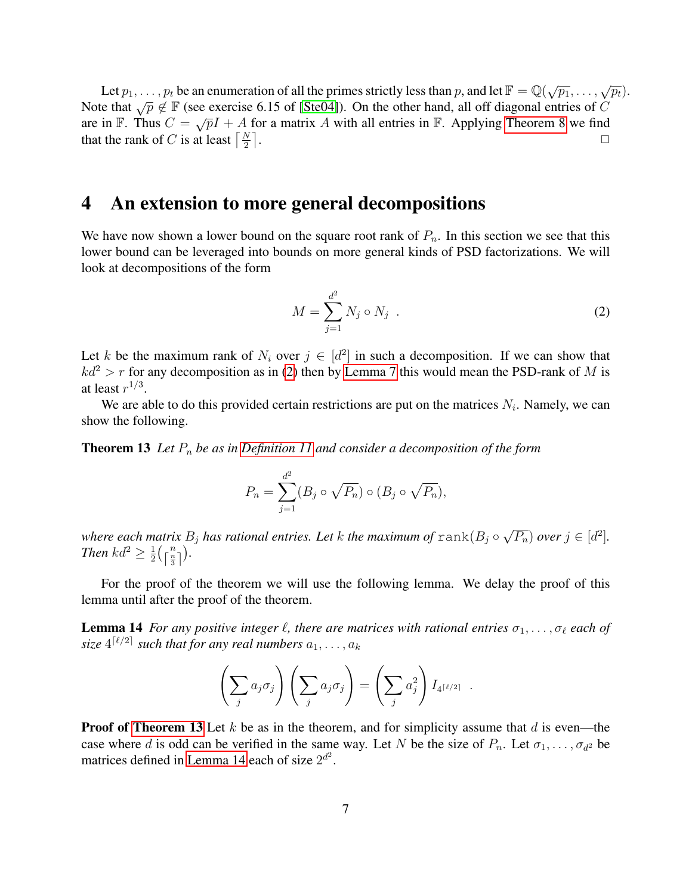Let $p_1, \ldots, p_t$ be an enumeration of all the primes strictly less than $p$, and let $\mathbb{F} = \mathbb{Q}(\sqrt{p_1}, \ldots, \sqrt{p_t})$. Note that $\sqrt{p} \notin \mathbb{F}$ (see exercise 6.15 of [Ste04]). On the other hand, all off diagonal entries of $C$ are in $\mathbb{F}$. Thus $C = \sqrt{p}I + A$ for a matrix $A$ with all entries in $\mathbb{F}$. Applying Theorem 8 we find that the rank of $C$ is at least $\lceil \frac{N}{2} \rceil$. □

# 4 An extension to more general decompositions

We have now shown a lower bound on the square root rank of $P_n$. In this section we see that this lower bound can be leveraged into bounds on more general kinds of PSD factorizations. We will look at decompositions of the form

$$M = \sum_{j=1}^{d^2} N_j \circ N_j \quad . \tag{2}$$

Let $k$ be the maximum rank of $N_i$ over $j \in [d^2]$ in such a decomposition. If we can show that $kd^2 > r$ for any decomposition as in (2) then by Lemma 7 this would mean the PSD-rank of $M$ is at least $r^{1/3}$.

We are able to do this provided certain restrictions are put on the matrices $N_i$. Namely, we can show the following.

**Theorem 13** *Let $P_n$ be as in Definition 11 and consider a decomposition of the form*

$$P_n = \sum_{j=1}^{d^2} (B_j \circ \sqrt{P_n}) \circ (B_j \circ \sqrt{P_n}),$$

*where each matrix $B_j$ has rational entries. Let $k$ the maximum of $\mathtt{rank}(B_j \circ \sqrt{P_n})$ over $j \in [d^2]$. Then $kd^2 \geq \frac{1}{2}\binom{n}{\lceil \frac{n}{3} \rceil}$.*

For the proof of the theorem we will use the following lemma. We delay the proof of this lemma until after the proof of the theorem.

**Lemma 14** *For any positive integer $\ell$, there are matrices with rational entries $\sigma_1, \ldots, \sigma_\ell$ each of size $4^{\lceil \ell/2 \rceil}$ such that for any real numbers $a_1, \ldots, a_k$*

$$\left(\sum_j a_j \sigma_j\right)\left(\sum_j a_j \sigma_j\right) = \left(\sum_j a_j^2\right) I_{4^{\lceil \ell/2 \rceil}} \quad .$$

**Proof of Theorem 13** Let $k$ be as in the theorem, and for simplicity assume that $d$ is even—the case where $d$ is odd can be verified in the same way. Let $N$ be the size of $P_n$. Let $\sigma_1, \ldots, \sigma_{d^2}$ be matrices defined in Lemma 14 each of size $2^{d^2}$.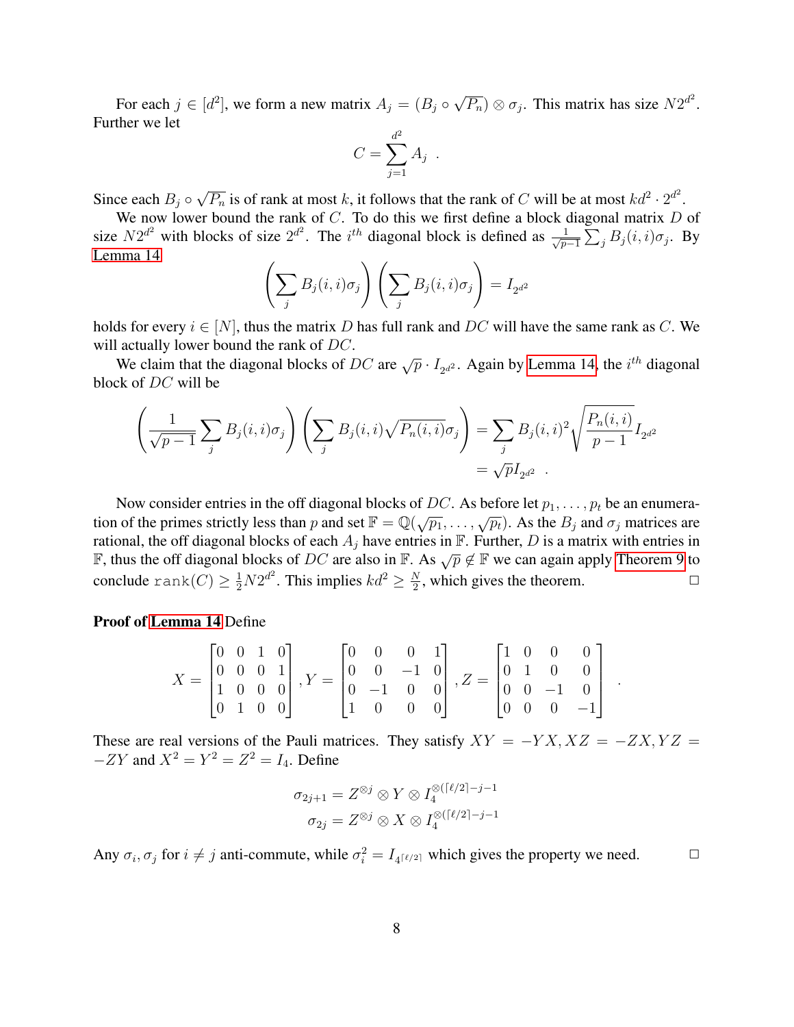For each $j \in [d^2]$, we form a new matrix $A_j = (B_j \circ \sqrt{P_n}) \otimes \sigma_j$. This matrix has size $N2^{d^2}$. Further we let

$$C = \sum_{j=1}^{d^2} A_j \ .$$

Since each $B_j \circ \sqrt{P_n}$ is of rank at most $k$, it follows that the rank of $C$ will be at most $kd^2 \cdot 2^{d^2}$.

We now lower bound the rank of $C$. To do this we first define a block diagonal matrix $D$ of size $N2^{d^2}$ with blocks of size $2^{d^2}$. The $i^{th}$ diagonal block is defined as $\frac{1}{\sqrt{p-1}} \sum_j B_j(i,i)\sigma_j$. By Lemma 14

$$\left(\sum_j B_j(i,i)\sigma_j\right)\left(\sum_j B_j(i,i)\sigma_j\right) = I_{2^{d^2}}$$

holds for every $i \in [N]$, thus the matrix $D$ has full rank and $DC$ will have the same rank as $C$. We will actually lower bound the rank of $DC$.

We claim that the diagonal blocks of $DC$ are $\sqrt{p} \cdot I_{2^{d^2}}$. Again by Lemma 14, the $i^{th}$ diagonal block of $DC$ will be

$$\begin{aligned}
\left(\frac{1}{\sqrt{p-1}} \sum_j B_j(i,i)\sigma_j\right)\left(\sum_j B_j(i,i)\sqrt{P_n(i,i)}\sigma_j\right) &= \sum_j B_j(i,i)^2 \sqrt{\frac{P_n(i,i)}{p-1}} I_{2^{d^2}} \\
&= \sqrt{p} I_{2^{d^2}} \ .
\end{aligned}$$

Now consider entries in the off diagonal blocks of $DC$. As before let $p_1, \ldots, p_t$ be an enumeration of the primes strictly less than $p$ and set $\mathbb{F} = \mathbb{Q}(\sqrt{p_1}, \ldots, \sqrt{p_t})$. As the $B_j$ and $\sigma_j$ matrices are rational, the off diagonal blocks of each $A_j$ have entries in $\mathbb{F}$. Further, $D$ is a matrix with entries in $\mathbb{F}$, thus the off diagonal blocks of $DC$ are also in $\mathbb{F}$. As $\sqrt{p} \notin \mathbb{F}$ we can again apply Theorem 9 to conclude $\mathtt{rank}(C) \geq \frac{1}{2} N 2^{d^2}$. This implies $kd^2 \geq \frac{N}{2}$, which gives the theorem. □

**Proof of Lemma 14** Define

$$X = \begin{bmatrix} 0 & 0 & 1 & 0 \\ 0 & 0 & 0 & 1 \\ 1 & 0 & 0 & 0 \\ 0 & 1 & 0 & 0 \end{bmatrix}, Y = \begin{bmatrix} 0 & 0 & 0 & 1 \\ 0 & 0 & -1 & 0 \\ 0 & -1 & 0 & 0 \\ 1 & 0 & 0 & 0 \end{bmatrix}, Z = \begin{bmatrix} 1 & 0 & 0 & 0 \\ 0 & 1 & 0 & 0 \\ 0 & 0 & -1 & 0 \\ 0 & 0 & 0 & -1 \end{bmatrix} .$$

These are real versions of the Pauli matrices. They satisfy $XY = -YX, XZ = -ZX, YZ = -ZY$ and $X^2 = Y^2 = Z^2 = I_4$. Define

$$\begin{aligned}
\sigma_{2j+1} &= Z^{\otimes j} \otimes Y \otimes I_4^{\otimes(\lceil \ell/2 \rceil - j - 1} \\
\sigma_{2j} &= Z^{\otimes j} \otimes X \otimes I_4^{\otimes(\lceil \ell/2 \rceil - j - 1}
\end{aligned}$$

Any $\sigma_i, \sigma_j$ for $i \neq j$ anti-commute, while $\sigma_i^2 = I_{4^{\lceil \ell/2 \rceil}}$ which gives the property we need. □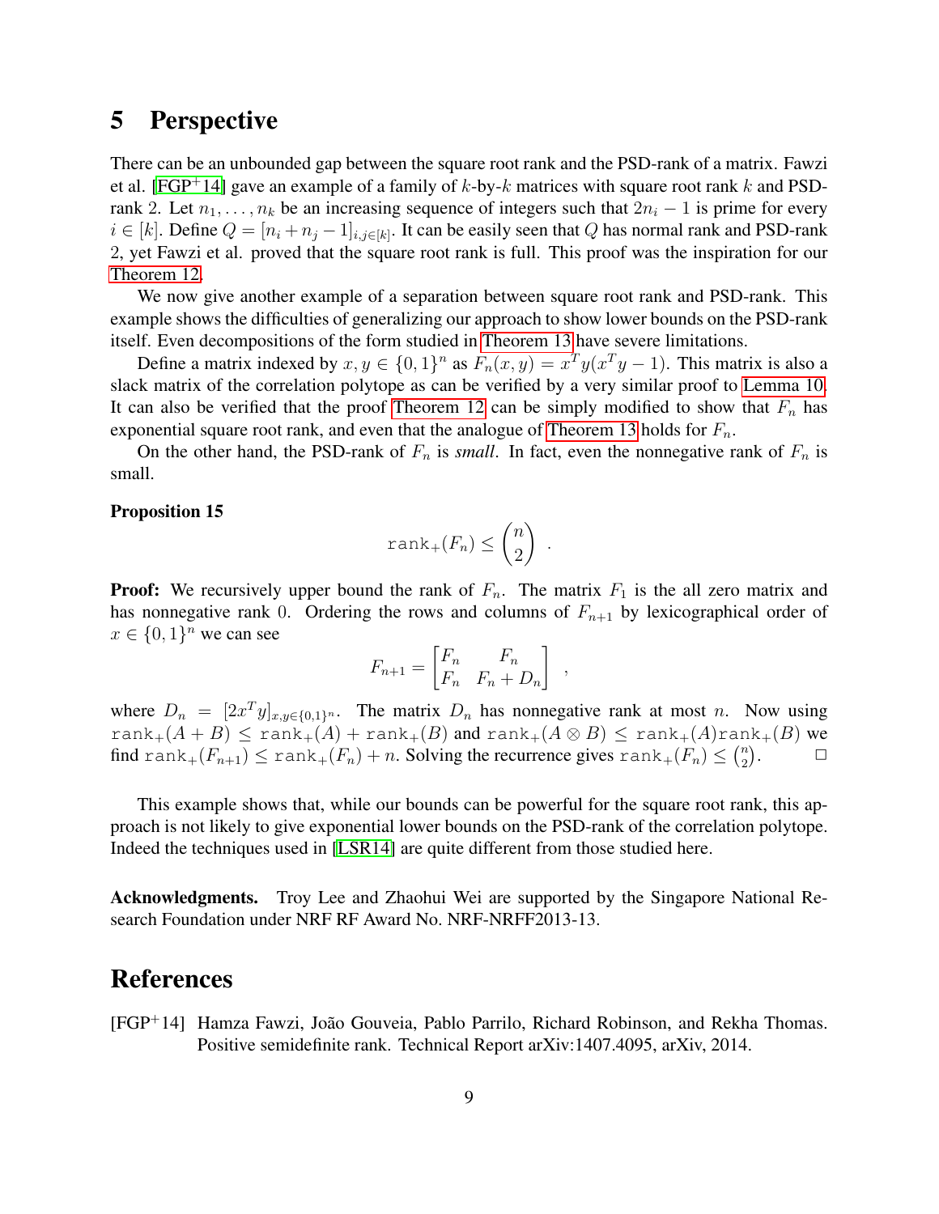# 5 Perspective

There can be an unbounded gap between the square root rank and the PSD-rank of a matrix. Fawzi et al. [FGP+14] gave an example of a family of $k$-by-$k$ matrices with square root rank $k$ and PSD-rank 2. Let $n_1, \ldots, n_k$ be an increasing sequence of integers such that $2n_i - 1$ is prime for every $i \in [k]$. Define $Q = [n_i + n_j - 1]_{i,j \in [k]}$. It can be easily seen that $Q$ has normal rank and PSD-rank 2, yet Fawzi et al. proved that the square root rank is full. This proof was the inspiration for our Theorem 12.

We now give another example of a separation between square root rank and PSD-rank. This example shows the difficulties of generalizing our approach to show lower bounds on the PSD-rank itself. Even decompositions of the form studied in Theorem 13 have severe limitations.

Define a matrix indexed by $x, y \in \{0,1\}^n$ as $F_n(x,y) = x^T y(x^T y - 1)$. This matrix is also a slack matrix of the correlation polytope as can be verified by a very similar proof to Lemma 10. It can also be verified that the proof Theorem 12 can be simply modified to show that $F_n$ has exponential square root rank, and even that the analogue of Theorem 13 holds for $F_n$.

On the other hand, the PSD-rank of $F_n$ is *small*. In fact, even the nonnegative rank of $F_n$ is small.

**Proposition 15**

$$\mathtt{rank}_+(F_n) \leq \binom{n}{2} \ .$$

**Proof:** We recursively upper bound the rank of $F_n$. The matrix $F_1$ is the all zero matrix and has nonnegative rank 0. Ordering the rows and columns of $F_{n+1}$ by lexicographical order of $x \in \{0,1\}^n$ we can see

$$F_{n+1} = \begin{bmatrix} F_n & F_n \\ F_n & F_n + D_n \end{bmatrix} \ ,$$

where $D_n = [2x^T y]_{x,y \in \{0,1\}^n}$. The matrix $D_n$ has nonnegative rank at most $n$. Now using $\mathtt{rank}_+(A + B) \leq \mathtt{rank}_+(A) + \mathtt{rank}_+(B)$ and $\mathtt{rank}_+(A \otimes B) \leq \mathtt{rank}_+(A)\mathtt{rank}_+(B)$ we find $\mathtt{rank}_+(F_{n+1}) \leq \mathtt{rank}_+(F_n) + n$. Solving the recurrence gives $\mathtt{rank}_+(F_n) \leq \binom{n}{2}$. $\square$

This example shows that, while our bounds can be powerful for the square root rank, this approach is not likely to give exponential lower bounds on the PSD-rank of the correlation polytope. Indeed the techniques used in [LSR14] are quite different from those studied here.

**Acknowledgments.** Troy Lee and Zhaohui Wei are supported by the Singapore National Research Foundation under NRF RF Award No. NRF-NRFF2013-13.

# References

[FGP+14] Hamza Fawzi, João Gouveia, Pablo Parrilo, Richard Robinson, and Rekha Thomas. Positive semidefinite rank. Technical Report arXiv:1407.4095, arXiv, 2014.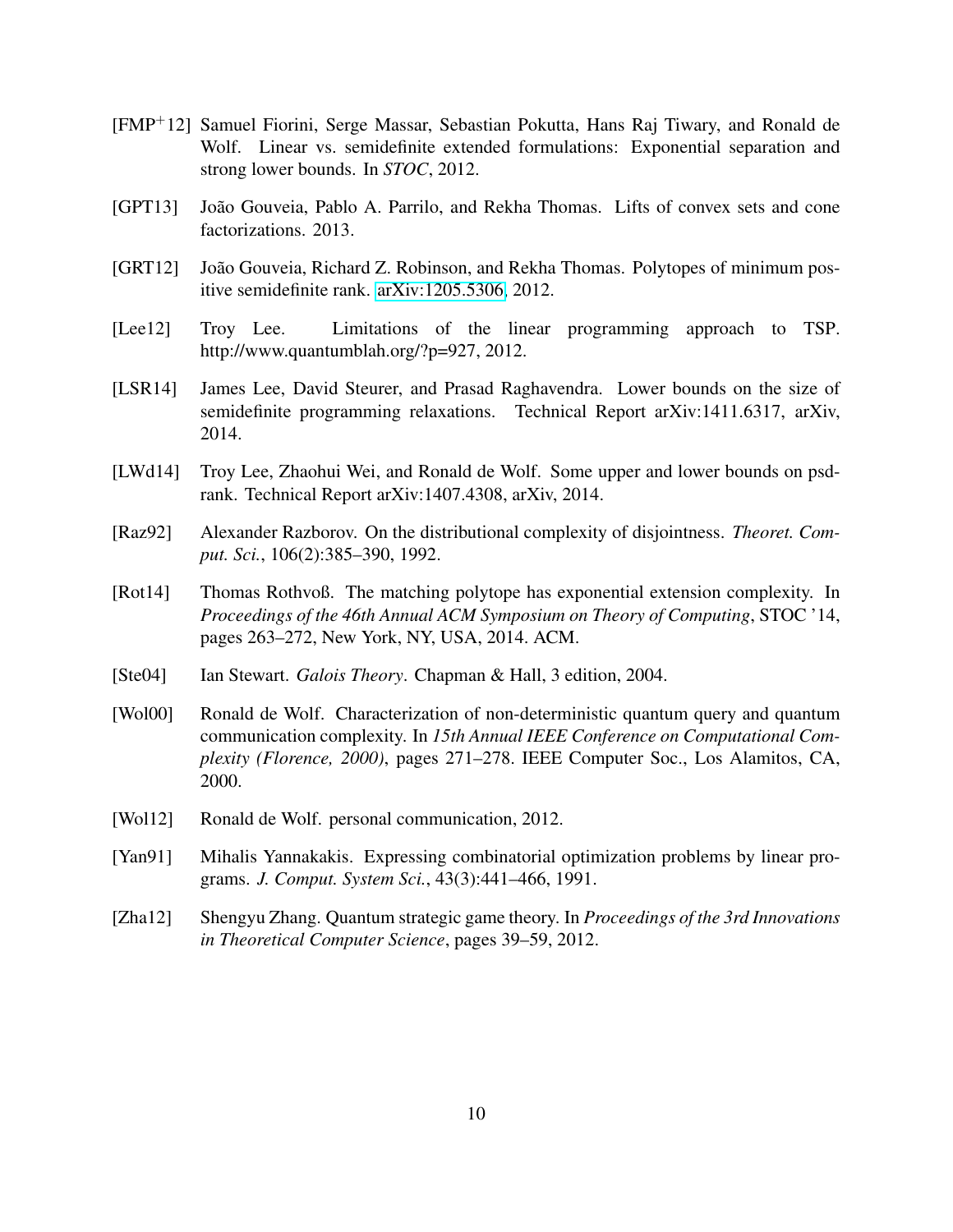[FMP+12] Samuel Fiorini, Serge Massar, Sebastian Pokutta, Hans Raj Tiwary, and Ronald de Wolf. Linear vs. semidefinite extended formulations: Exponential separation and strong lower bounds. In *STOC*, 2012.

[GPT13] João Gouveia, Pablo A. Parrilo, and Rekha Thomas. Lifts of convex sets and cone factorizations. 2013.

[GRT12] João Gouveia, Richard Z. Robinson, and Rekha Thomas. Polytopes of minimum positive semidefinite rank. arXiv:1205.5306, 2012.

[Lee12] Troy Lee. Limitations of the linear programming approach to TSP. http://www.quantumblah.org/?p=927, 2012.

[LSR14] James Lee, David Steurer, and Prasad Raghavendra. Lower bounds on the size of semidefinite programming relaxations. Technical Report arXiv:1411.6317, arXiv, 2014.

[LWd14] Troy Lee, Zhaohui Wei, and Ronald de Wolf. Some upper and lower bounds on psd-rank. Technical Report arXiv:1407.4308, arXiv, 2014.

[Raz92] Alexander Razborov. On the distributional complexity of disjointness. *Theoret. Comput. Sci.*, 106(2):385–390, 1992.

[Rot14] Thomas Rothvoß. The matching polytope has exponential extension complexity. In *Proceedings of the 46th Annual ACM Symposium on Theory of Computing*, STOC '14, pages 263–272, New York, NY, USA, 2014. ACM.

[Ste04] Ian Stewart. *Galois Theory*. Chapman & Hall, 3 edition, 2004.

[Wol00] Ronald de Wolf. Characterization of non-deterministic quantum query and quantum communication complexity. In *15th Annual IEEE Conference on Computational Complexity (Florence, 2000)*, pages 271–278. IEEE Computer Soc., Los Alamitos, CA, 2000.

[Wol12] Ronald de Wolf. personal communication, 2012.

[Yan91] Mihalis Yannakakis. Expressing combinatorial optimization problems by linear programs. *J. Comput. System Sci.*, 43(3):441–466, 1991.

[Zha12] Shengyu Zhang. Quantum strategic game theory. In *Proceedings of the 3rd Innovations in Theoretical Computer Science*, pages 39–59, 2012.